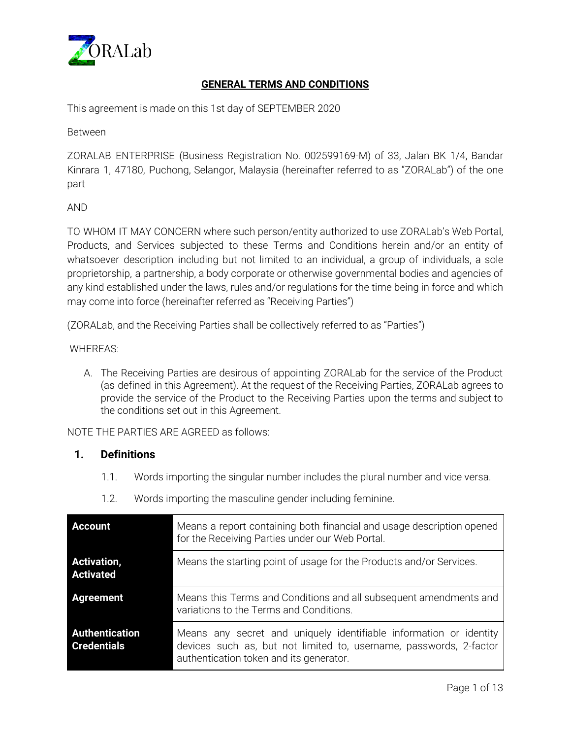ZORALab

# GENERAL TERMS AND CONDITIONS

This agreement is made on this 1st day of SEPTEMBER 2020

Between

ZORALAB ENTERPRISE (Business Registration No. 002599169-M) of 33, Jalan BK 1/4, Bandar Kinrara 1, 47180, Puchong, Selangor, Malaysia (hereinafter referred to as "ZORALab") of the one part

AND

TO WHOM IT MAY CONCERN where such person/entity authorized to use ZORALab's Web Portal, Products, and Services subjected to these Terms and Conditions herein and/or an entity of whatsoever description including but not limited to an individual, a group of individuals, a sole proprietorship, a partnership, a body corporate or otherwise governmental bodies and agencies of any kind established under the laws, rules and/or regulations for the time being in force and which may come into force (hereinafter referred as "Receiving Parties")

(ZORALab, and the Receiving Parties shall be collectively referred to as "Parties")

WHEREAS:

A. The Receiving Parties are desirous of appointing ZORALab for the service of the Product (as defined in this Agreement). At the request of the Receiving Parties, ZORALab agrees to provide the service of the Product to the Receiving Parties upon the terms and subject to the conditions set out in this Agreement.

NOTE THE PARTIES ARE AGREED as follows:

## 1. Definitions

1.1. Words importing the singular number includes the plural number and vice versa.

1.2. Words importing the masculine gender including feminine.

| | |
|---|---|
| **Account** | Means a report containing both financial and usage description opened for the Receiving Parties under our Web Portal. |
| **Activation, Activated** | Means the starting point of usage for the Products and/or Services. |
| **Agreement** | Means this Terms and Conditions and all subsequent amendments and variations to the Terms and Conditions. |
| **Authentication Credentials** | Means any secret and uniquely identifiable information or identity devices such as, but not limited to, username, passwords, 2-factor authentication token and its generator. |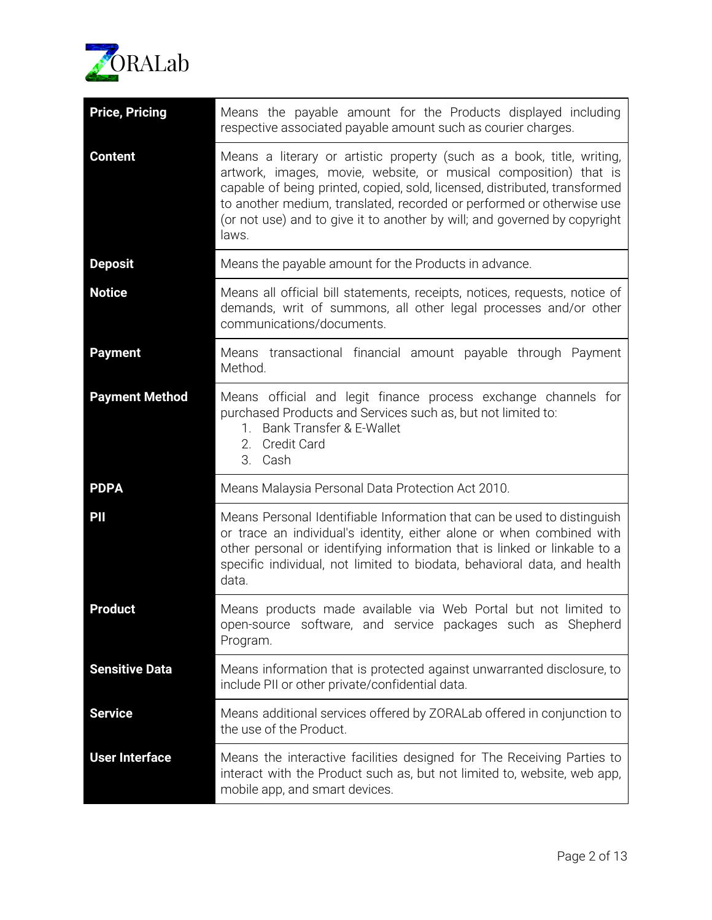| Term | Definition |
|---|---|
| **Price, Pricing** | Means the payable amount for the Products displayed including respective associated payable amount such as courier charges. |
| **Content** | Means a literary or artistic property (such as a book, title, writing, artwork, images, movie, website, or musical composition) that is capable of being printed, copied, sold, licensed, distributed, transformed to another medium, translated, recorded or performed or otherwise use (or not use) and to give it to another by will; and governed by copyright laws. |
| **Deposit** | Means the payable amount for the Products in advance. |
| **Notice** | Means all official bill statements, receipts, notices, requests, notice of demands, writ of summons, all other legal processes and/or other communications/documents. |
| **Payment** | Means transactional financial amount payable through Payment Method. |
| **Payment Method** | Means official and legit finance process exchange channels for purchased Products and Services such as, but not limited to: 1. Bank Transfer & E-Wallet 2. Credit Card 3. Cash |
| **PDPA** | Means Malaysia Personal Data Protection Act 2010. |
| **PII** | Means Personal Identifiable Information that can be used to distinguish or trace an individual's identity, either alone or when combined with other personal or identifying information that is linked or linkable to a specific individual, not limited to biodata, behavioral data, and health data. |
| **Product** | Means products made available via Web Portal but not limited to open-source software, and service packages such as Shepherd Program. |
| **Sensitive Data** | Means information that is protected against unwarranted disclosure, to include PII or other private/confidential data. |
| **Service** | Means additional services offered by ZORALab offered in conjunction to the use of the Product. |
| **User Interface** | Means the interactive facilities designed for The Receiving Parties to interact with the Product such as, but not limited to, website, web app, mobile app, and smart devices. |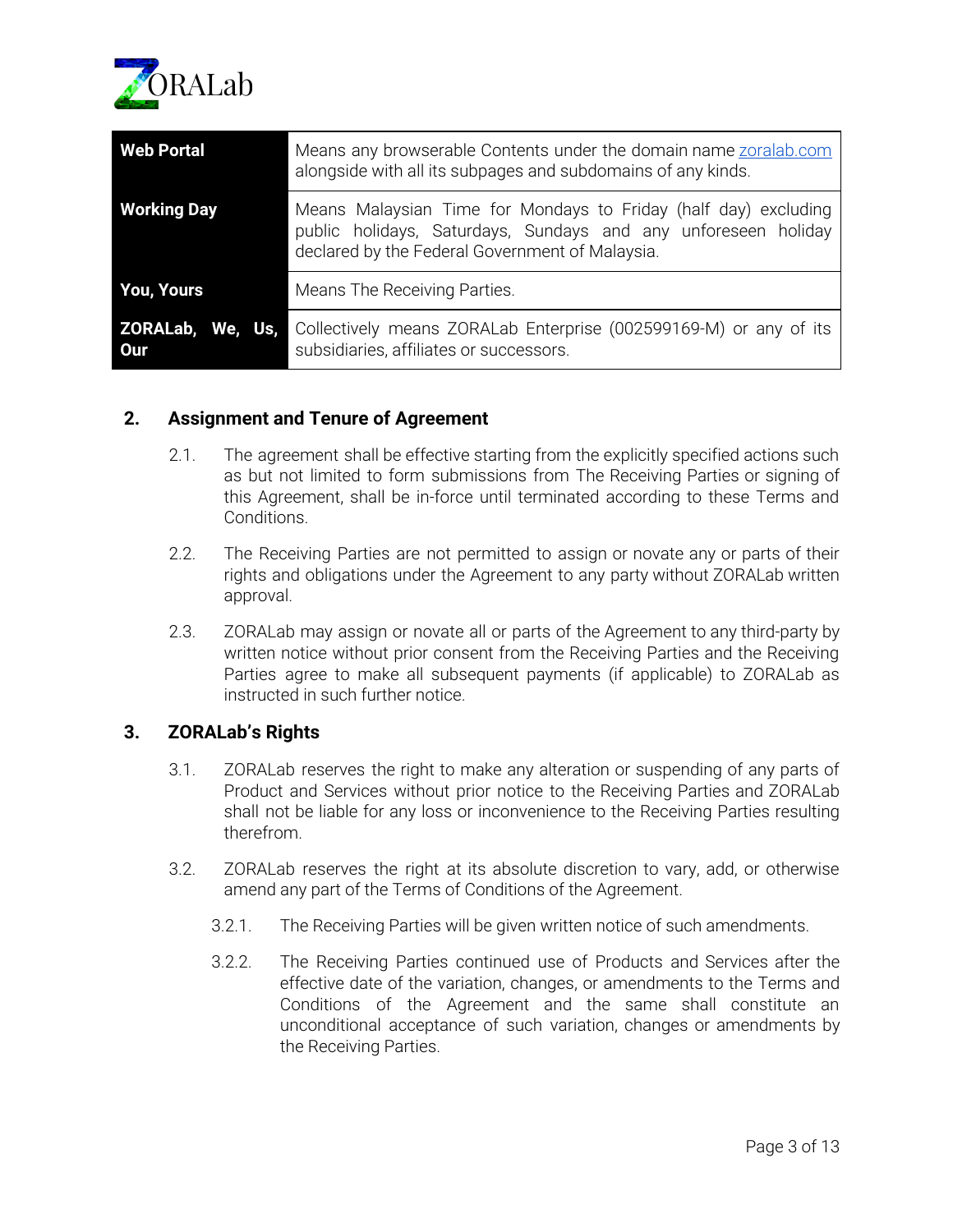| Web Portal | Means any browserable Contents under the domain name [zoralab.com](zoralab.com) alongside with all its subpages and subdomains of any kinds. |
|---|---|
| **Working Day** | Means Malaysian Time for Mondays to Friday (half day) excluding public holidays, Saturdays, Sundays and any unforeseen holiday declared by the Federal Government of Malaysia. |
| **You, Yours** | Means The Receiving Parties. |
| **ZORALab, We, Us, Our** | Collectively means ZORALab Enterprise (002599169-M) or any of its subsidiaries, affiliates or successors. |

## 2. Assignment and Tenure of Agreement

2.1. The agreement shall be effective starting from the explicitly specified actions such as but not limited to form submissions from The Receiving Parties or signing of this Agreement, shall be in-force until terminated according to these Terms and Conditions.

2.2. The Receiving Parties are not permitted to assign or novate any or parts of their rights and obligations under the Agreement to any party without ZORALab written approval.

2.3. ZORALab may assign or novate all or parts of the Agreement to any third-party by written notice without prior consent from the Receiving Parties and the Receiving Parties agree to make all subsequent payments (if applicable) to ZORALab as instructed in such further notice.

## 3. ZORALab's Rights

3.1. ZORALab reserves the right to make any alteration or suspending of any parts of Product and Services without prior notice to the Receiving Parties and ZORALab shall not be liable for any loss or inconvenience to the Receiving Parties resulting therefrom.

3.2. ZORALab reserves the right at its absolute discretion to vary, add, or otherwise amend any part of the Terms of Conditions of the Agreement.

3.2.1. The Receiving Parties will be given written notice of such amendments.

3.2.2. The Receiving Parties continued use of Products and Services after the effective date of the variation, changes, or amendments to the Terms and Conditions of the Agreement and the same shall constitute an unconditional acceptance of such variation, changes or amendments by the Receiving Parties.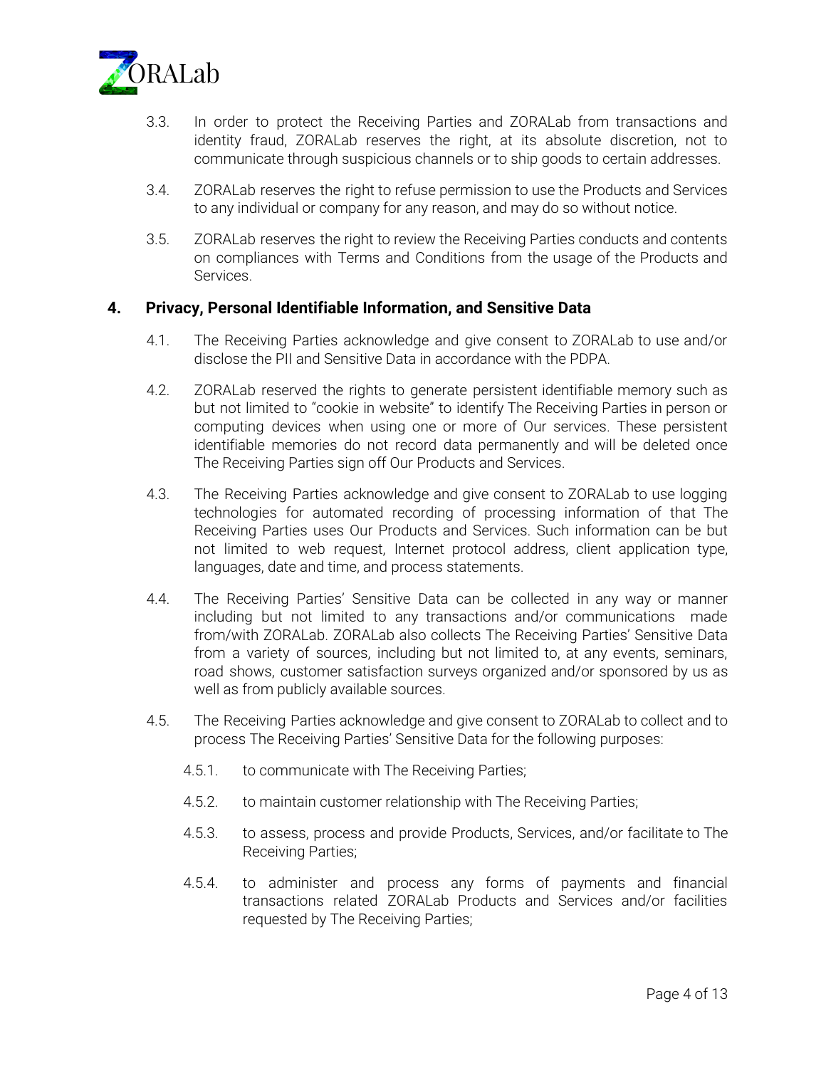3.3. In order to protect the Receiving Parties and ZORALab from transactions and identity fraud, ZORALab reserves the right, at its absolute discretion, not to communicate through suspicious channels or to ship goods to certain addresses.

3.4. ZORALab reserves the right to refuse permission to use the Products and Services to any individual or company for any reason, and may do so without notice.

3.5. ZORALab reserves the right to review the Receiving Parties conducts and contents on compliances with Terms and Conditions from the usage of the Products and Services.

## 4. Privacy, Personal Identifiable Information, and Sensitive Data

4.1. The Receiving Parties acknowledge and give consent to ZORALab to use and/or disclose the PII and Sensitive Data in accordance with the PDPA.

4.2. ZORALab reserved the rights to generate persistent identifiable memory such as but not limited to "cookie in website" to identify The Receiving Parties in person or computing devices when using one or more of Our services. These persistent identifiable memories do not record data permanently and will be deleted once The Receiving Parties sign off Our Products and Services.

4.3. The Receiving Parties acknowledge and give consent to ZORALab to use logging technologies for automated recording of processing information of that The Receiving Parties uses Our Products and Services. Such information can be but not limited to web request, Internet protocol address, client application type, languages, date and time, and process statements.

4.4. The Receiving Parties' Sensitive Data can be collected in any way or manner including but not limited to any transactions and/or communications made from/with ZORALab. ZORALab also collects The Receiving Parties' Sensitive Data from a variety of sources, including but not limited to, at any events, seminars, road shows, customer satisfaction surveys organized and/or sponsored by us as well as from publicly available sources.

4.5. The Receiving Parties acknowledge and give consent to ZORALab to collect and to process The Receiving Parties' Sensitive Data for the following purposes:

4.5.1. to communicate with The Receiving Parties;

4.5.2. to maintain customer relationship with The Receiving Parties;

4.5.3. to assess, process and provide Products, Services, and/or facilitate to The Receiving Parties;

4.5.4. to administer and process any forms of payments and financial transactions related ZORALab Products and Services and/or facilities requested by The Receiving Parties;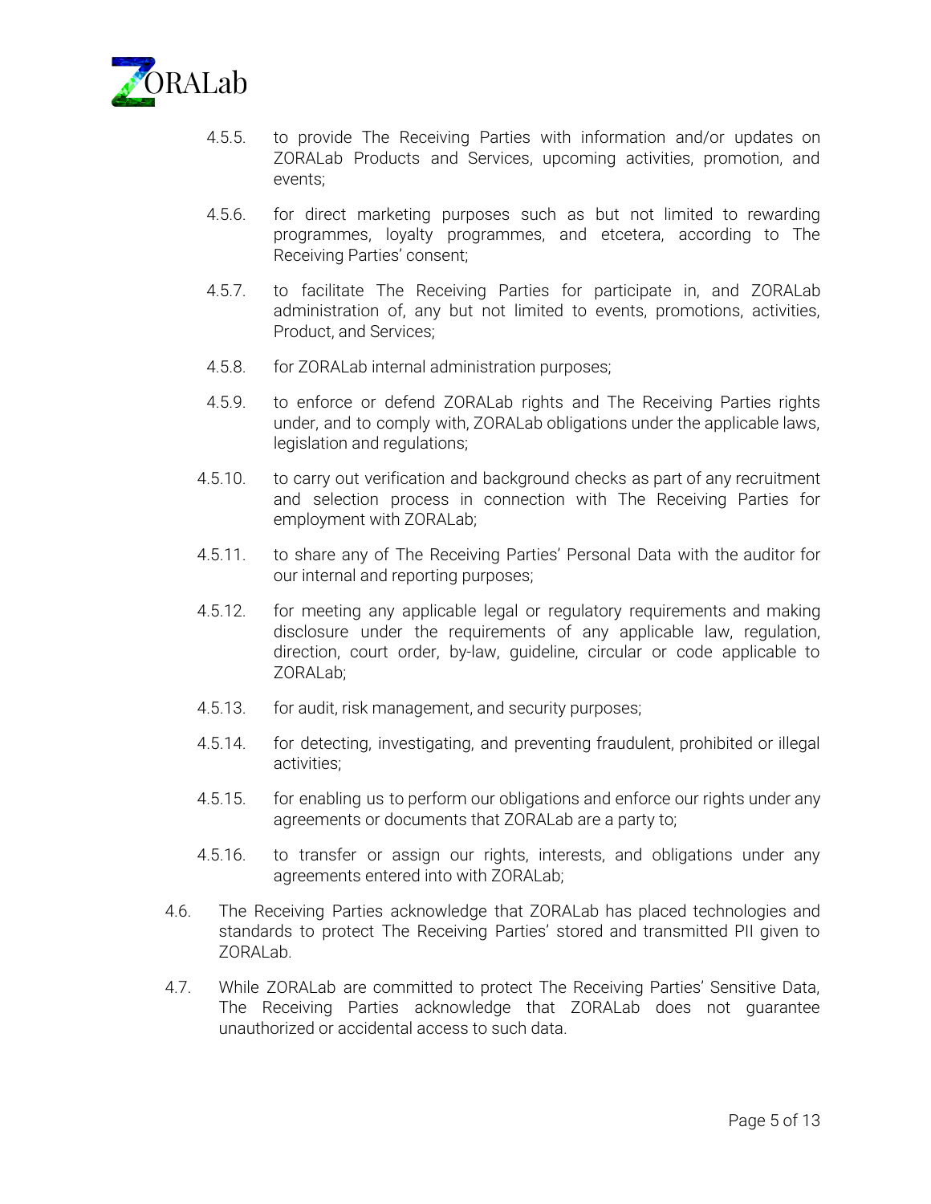4.5.5. to provide The Receiving Parties with information and/or updates on ZORALab Products and Services, upcoming activities, promotion, and events;

4.5.6. for direct marketing purposes such as but not limited to rewarding programmes, loyalty programmes, and etcetera, according to The Receiving Parties' consent;

4.5.7. to facilitate The Receiving Parties for participate in, and ZORALab administration of, any but not limited to events, promotions, activities, Product, and Services;

4.5.8. for ZORALab internal administration purposes;

4.5.9. to enforce or defend ZORALab rights and The Receiving Parties rights under, and to comply with, ZORALab obligations under the applicable laws, legislation and regulations;

4.5.10. to carry out verification and background checks as part of any recruitment and selection process in connection with The Receiving Parties for employment with ZORALab;

4.5.11. to share any of The Receiving Parties' Personal Data with the auditor for our internal and reporting purposes;

4.5.12. for meeting any applicable legal or regulatory requirements and making disclosure under the requirements of any applicable law, regulation, direction, court order, by-law, guideline, circular or code applicable to ZORALab;

4.5.13. for audit, risk management, and security purposes;

4.5.14. for detecting, investigating, and preventing fraudulent, prohibited or illegal activities;

4.5.15. for enabling us to perform our obligations and enforce our rights under any agreements or documents that ZORALab are a party to;

4.5.16. to transfer or assign our rights, interests, and obligations under any agreements entered into with ZORALab;

4.6. The Receiving Parties acknowledge that ZORALab has placed technologies and standards to protect The Receiving Parties' stored and transmitted PII given to ZORALab.

4.7. While ZORALab are committed to protect The Receiving Parties' Sensitive Data, The Receiving Parties acknowledge that ZORALab does not guarantee unauthorized or accidental access to such data.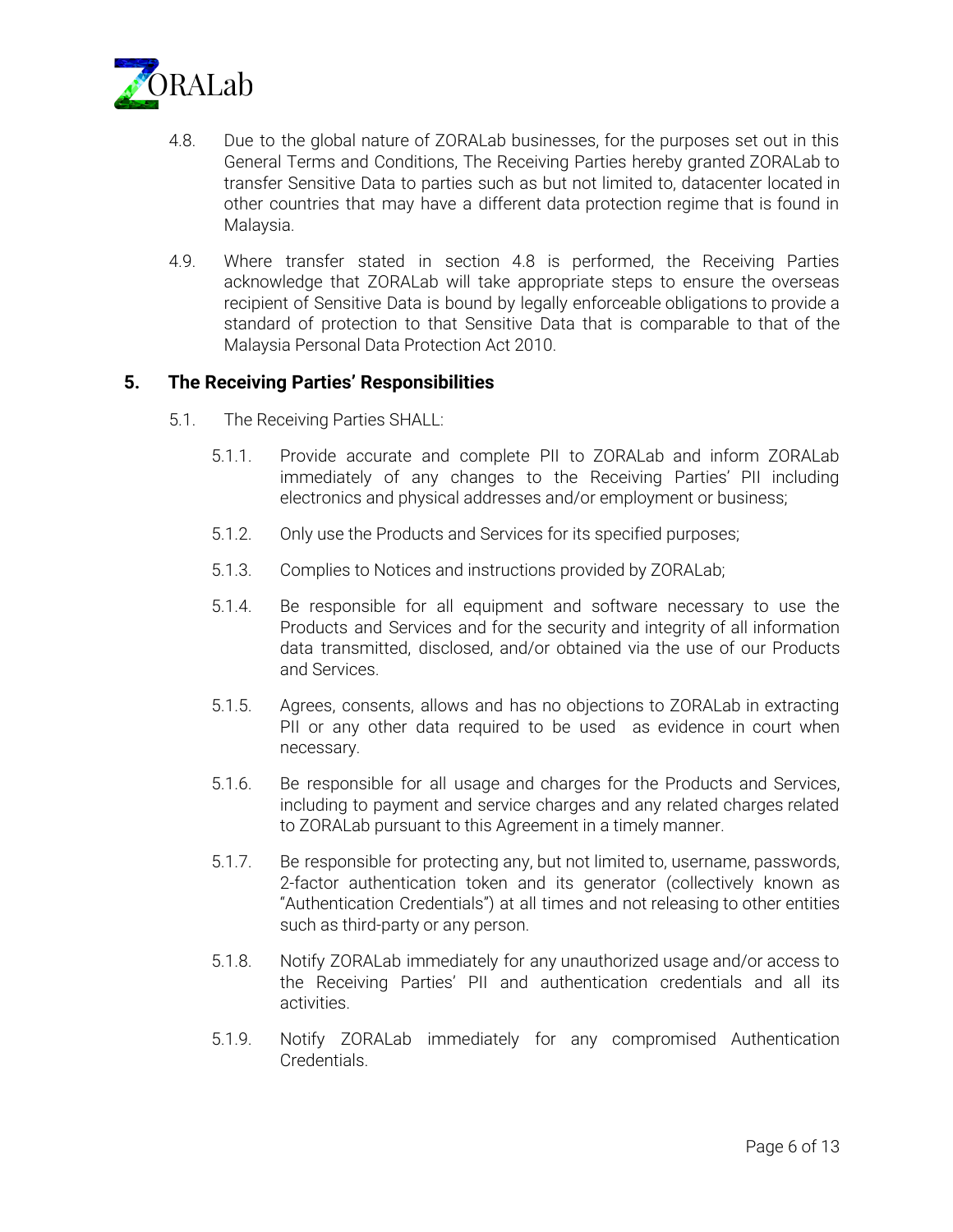4.8. Due to the global nature of ZORALab businesses, for the purposes set out in this General Terms and Conditions, The Receiving Parties hereby granted ZORALab to transfer Sensitive Data to parties such as but not limited to, datacenter located in other countries that may have a different data protection regime that is found in Malaysia.

4.9. Where transfer stated in section 4.8 is performed, the Receiving Parties acknowledge that ZORALab will take appropriate steps to ensure the overseas recipient of Sensitive Data is bound by legally enforceable obligations to provide a standard of protection to that Sensitive Data that is comparable to that of the Malaysia Personal Data Protection Act 2010.

## 5. The Receiving Parties' Responsibilities

5.1. The Receiving Parties SHALL:

5.1.1. Provide accurate and complete PII to ZORALab and inform ZORALab immediately of any changes to the Receiving Parties' PII including electronics and physical addresses and/or employment or business;

5.1.2. Only use the Products and Services for its specified purposes;

5.1.3. Complies to Notices and instructions provided by ZORALab;

5.1.4. Be responsible for all equipment and software necessary to use the Products and Services and for the security and integrity of all information data transmitted, disclosed, and/or obtained via the use of our Products and Services.

5.1.5. Agrees, consents, allows and has no objections to ZORALab in extracting PII or any other data required to be used as evidence in court when necessary.

5.1.6. Be responsible for all usage and charges for the Products and Services, including to payment and service charges and any related charges related to ZORALab pursuant to this Agreement in a timely manner.

5.1.7. Be responsible for protecting any, but not limited to, username, passwords, 2-factor authentication token and its generator (collectively known as "Authentication Credentials") at all times and not releasing to other entities such as third-party or any person.

5.1.8. Notify ZORALab immediately for any unauthorized usage and/or access to the Receiving Parties' PII and authentication credentials and all its activities.

5.1.9. Notify ZORALab immediately for any compromised Authentication Credentials.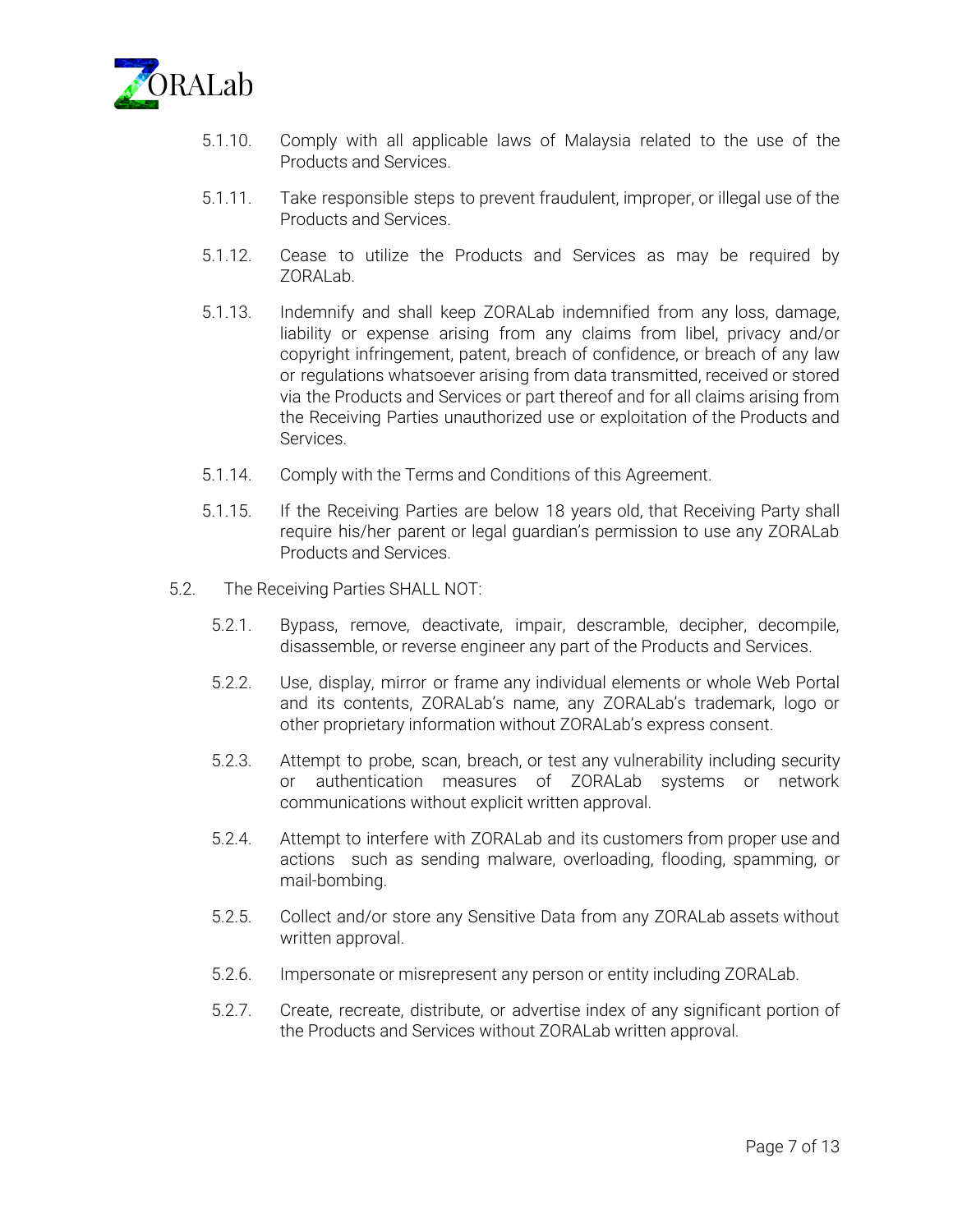5.1.10. Comply with all applicable laws of Malaysia related to the use of the Products and Services.

5.1.11. Take responsible steps to prevent fraudulent, improper, or illegal use of the Products and Services.

5.1.12. Cease to utilize the Products and Services as may be required by ZORALab.

5.1.13. Indemnify and shall keep ZORALab indemnified from any loss, damage, liability or expense arising from any claims from libel, privacy and/or copyright infringement, patent, breach of confidence, or breach of any law or regulations whatsoever arising from data transmitted, received or stored via the Products and Services or part thereof and for all claims arising from the Receiving Parties unauthorized use or exploitation of the Products and Services.

5.1.14. Comply with the Terms and Conditions of this Agreement.

5.1.15. If the Receiving Parties are below 18 years old, that Receiving Party shall require his/her parent or legal guardian's permission to use any ZORALab Products and Services.

5.2. The Receiving Parties SHALL NOT:

5.2.1. Bypass, remove, deactivate, impair, descramble, decipher, decompile, disassemble, or reverse engineer any part of the Products and Services.

5.2.2. Use, display, mirror or frame any individual elements or whole Web Portal and its contents, ZORALab's name, any ZORALab's trademark, logo or other proprietary information without ZORALab's express consent.

5.2.3. Attempt to probe, scan, breach, or test any vulnerability including security or authentication measures of ZORALab systems or network communications without explicit written approval.

5.2.4. Attempt to interfere with ZORALab and its customers from proper use and actions such as sending malware, overloading, flooding, spamming, or mail-bombing.

5.2.5. Collect and/or store any Sensitive Data from any ZORALab assets without written approval.

5.2.6. Impersonate or misrepresent any person or entity including ZORALab.

5.2.7. Create, recreate, distribute, or advertise index of any significant portion of the Products and Services without ZORALab written approval.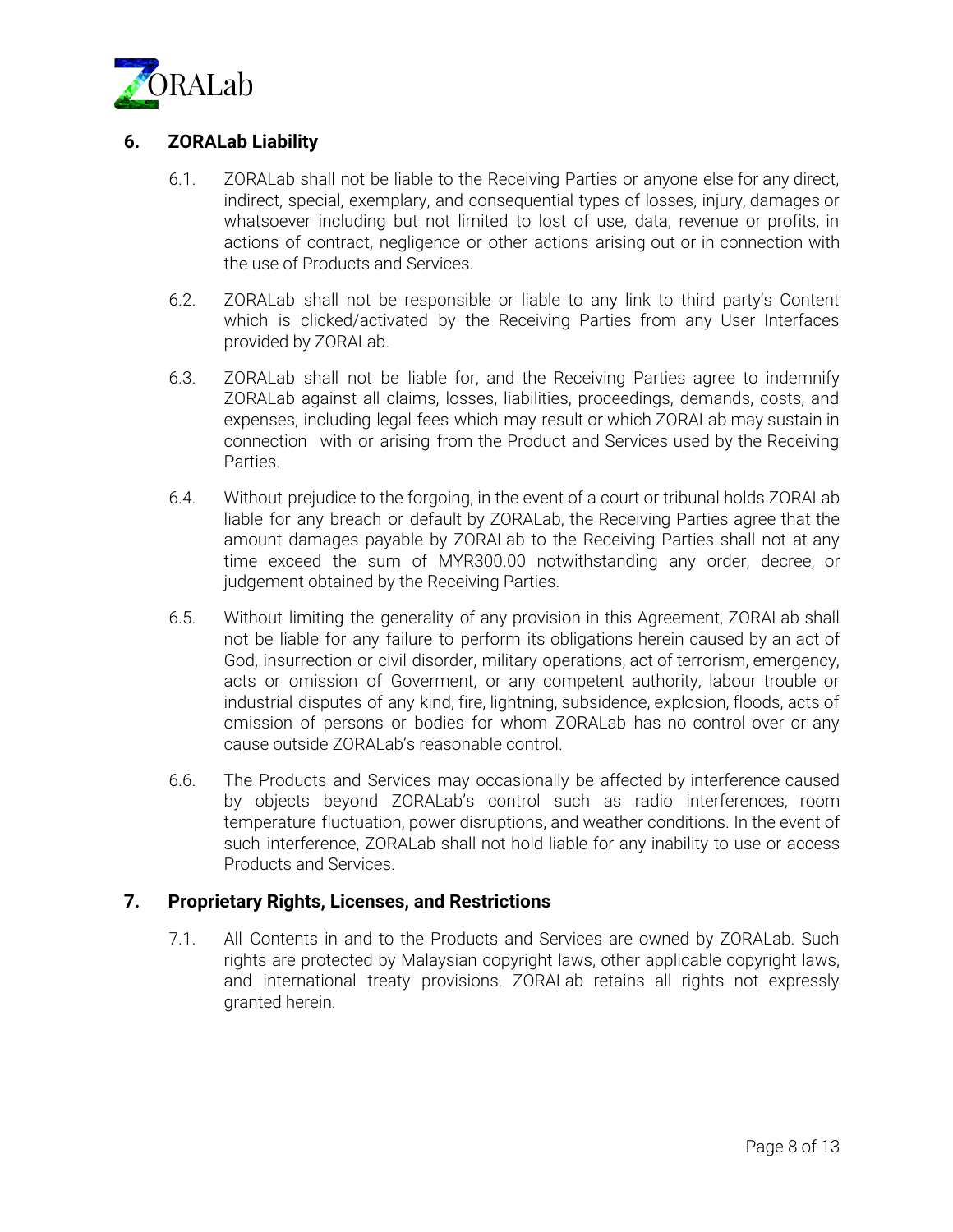## 6. ZORALab Liability

6.1. ZORALab shall not be liable to the Receiving Parties or anyone else for any direct, indirect, special, exemplary, and consequential types of losses, injury, damages or whatsoever including but not limited to lost of use, data, revenue or profits, in actions of contract, negligence or other actions arising out or in connection with the use of Products and Services.

6.2. ZORALab shall not be responsible or liable to any link to third party's Content which is clicked/activated by the Receiving Parties from any User Interfaces provided by ZORALab.

6.3. ZORALab shall not be liable for, and the Receiving Parties agree to indemnify ZORALab against all claims, losses, liabilities, proceedings, demands, costs, and expenses, including legal fees which may result or which ZORALab may sustain in connection with or arising from the Product and Services used by the Receiving Parties.

6.4. Without prejudice to the forgoing, in the event of a court or tribunal holds ZORALab liable for any breach or default by ZORALab, the Receiving Parties agree that the amount damages payable by ZORALab to the Receiving Parties shall not at any time exceed the sum of MYR300.00 notwithstanding any order, decree, or judgement obtained by the Receiving Parties.

6.5. Without limiting the generality of any provision in this Agreement, ZORALab shall not be liable for any failure to perform its obligations herein caused by an act of God, insurrection or civil disorder, military operations, act of terrorism, emergency, acts or omission of Goverment, or any competent authority, labour trouble or industrial disputes of any kind, fire, lightning, subsidence, explosion, floods, acts of omission of persons or bodies for whom ZORALab has no control over or any cause outside ZORALab's reasonable control.

6.6. The Products and Services may occasionally be affected by interference caused by objects beyond ZORALab's control such as radio interferences, room temperature fluctuation, power disruptions, and weather conditions. In the event of such interference, ZORALab shall not hold liable for any inability to use or access Products and Services.

## 7. Proprietary Rights, Licenses, and Restrictions

7.1. All Contents in and to the Products and Services are owned by ZORALab. Such rights are protected by Malaysian copyright laws, other applicable copyright laws, and international treaty provisions. ZORALab retains all rights not expressly granted herein.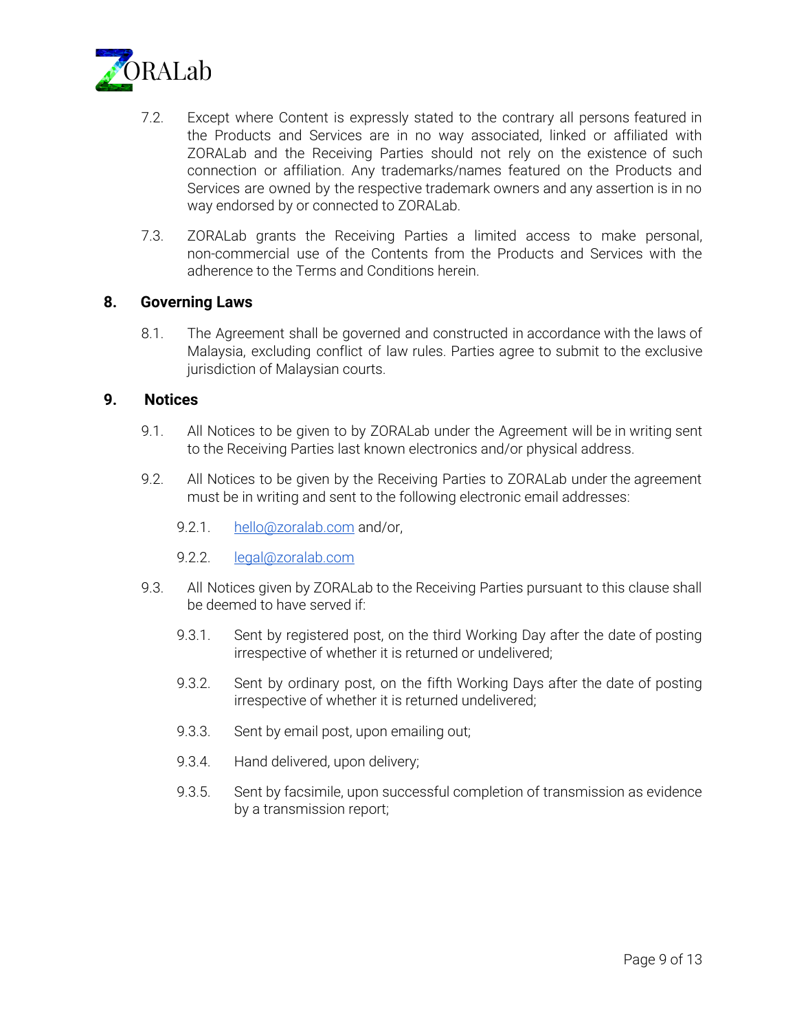7.2. Except where Content is expressly stated to the contrary all persons featured in the Products and Services are in no way associated, linked or affiliated with ZORALab and the Receiving Parties should not rely on the existence of such connection or affiliation. Any trademarks/names featured on the Products and Services are owned by the respective trademark owners and any assertion is in no way endorsed by or connected to ZORALab.

7.3. ZORALab grants the Receiving Parties a limited access to make personal, non-commercial use of the Contents from the Products and Services with the adherence to the Terms and Conditions herein.

## 8. Governing Laws

8.1. The Agreement shall be governed and constructed in accordance with the laws of Malaysia, excluding conflict of law rules. Parties agree to submit to the exclusive jurisdiction of Malaysian courts.

## 9. Notices

9.1. All Notices to be given to by ZORALab under the Agreement will be in writing sent to the Receiving Parties last known electronics and/or physical address.

9.2. All Notices to be given by the Receiving Parties to ZORALab under the agreement must be in writing and sent to the following electronic email addresses:

9.2.1. hello@zoralab.com and/or,

9.2.2. legal@zoralab.com

9.3. All Notices given by ZORALab to the Receiving Parties pursuant to this clause shall be deemed to have served if:

9.3.1. Sent by registered post, on the third Working Day after the date of posting irrespective of whether it is returned or undelivered;

9.3.2. Sent by ordinary post, on the fifth Working Days after the date of posting irrespective of whether it is returned undelivered;

9.3.3. Sent by email post, upon emailing out;

9.3.4. Hand delivered, upon delivery;

9.3.5. Sent by facsimile, upon successful completion of transmission as evidence by a transmission report;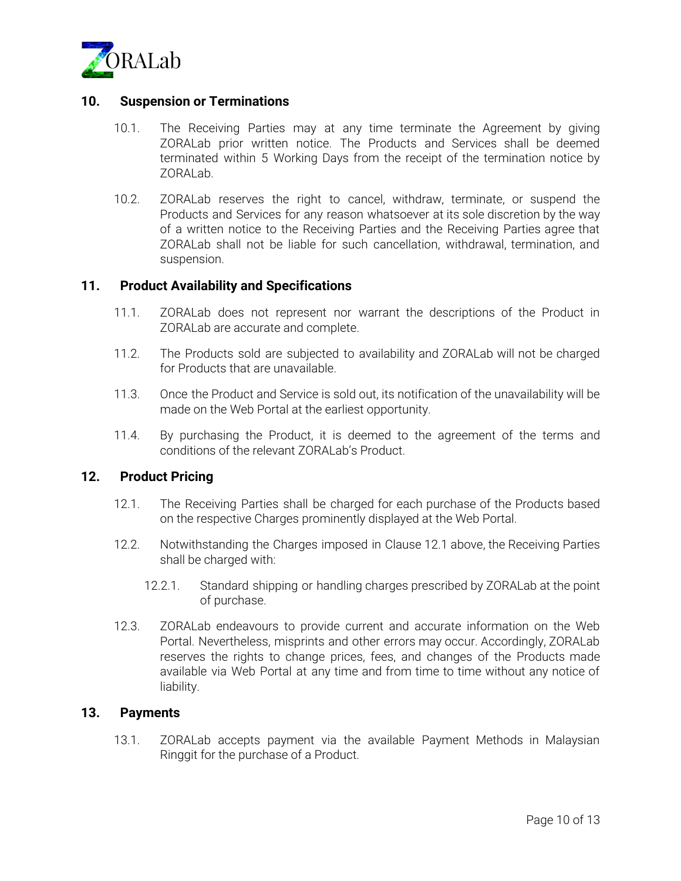## 10. Suspension or Terminations

10.1. The Receiving Parties may at any time terminate the Agreement by giving ZORALab prior written notice. The Products and Services shall be deemed terminated within 5 Working Days from the receipt of the termination notice by ZORALab.

10.2. ZORALab reserves the right to cancel, withdraw, terminate, or suspend the Products and Services for any reason whatsoever at its sole discretion by the way of a written notice to the Receiving Parties and the Receiving Parties agree that ZORALab shall not be liable for such cancellation, withdrawal, termination, and suspension.

## 11. Product Availability and Specifications

11.1. ZORALab does not represent nor warrant the descriptions of the Product in ZORALab are accurate and complete.

11.2. The Products sold are subjected to availability and ZORALab will not be charged for Products that are unavailable.

11.3. Once the Product and Service is sold out, its notification of the unavailability will be made on the Web Portal at the earliest opportunity.

11.4. By purchasing the Product, it is deemed to the agreement of the terms and conditions of the relevant ZORALab's Product.

## 12. Product Pricing

12.1. The Receiving Parties shall be charged for each purchase of the Products based on the respective Charges prominently displayed at the Web Portal.

12.2. Notwithstanding the Charges imposed in Clause 12.1 above, the Receiving Parties shall be charged with:

12.2.1. Standard shipping or handling charges prescribed by ZORALab at the point of purchase.

12.3. ZORALab endeavours to provide current and accurate information on the Web Portal. Nevertheless, misprints and other errors may occur. Accordingly, ZORALab reserves the rights to change prices, fees, and changes of the Products made available via Web Portal at any time and from time to time without any notice of liability.

## 13. Payments

13.1. ZORALab accepts payment via the available Payment Methods in Malaysian Ringgit for the purchase of a Product.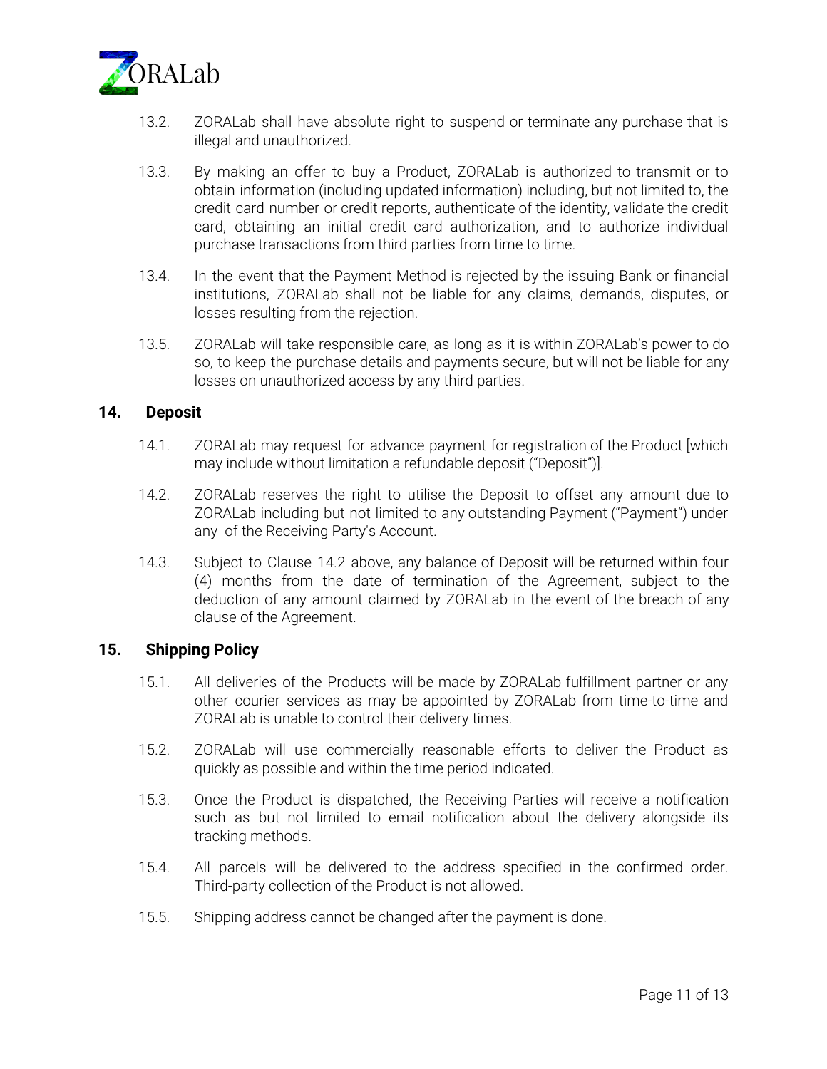13.2. ZORALab shall have absolute right to suspend or terminate any purchase that is illegal and unauthorized.

13.3. By making an offer to buy a Product, ZORALab is authorized to transmit or to obtain information (including updated information) including, but not limited to, the credit card number or credit reports, authenticate of the identity, validate the credit card, obtaining an initial credit card authorization, and to authorize individual purchase transactions from third parties from time to time.

13.4. In the event that the Payment Method is rejected by the issuing Bank or financial institutions, ZORALab shall not be liable for any claims, demands, disputes, or losses resulting from the rejection.

13.5. ZORALab will take responsible care, as long as it is within ZORALab's power to do so, to keep the purchase details and payments secure, but will not be liable for any losses on unauthorized access by any third parties.

## 14. Deposit

14.1. ZORALab may request for advance payment for registration of the Product [which may include without limitation a refundable deposit ("Deposit")].

14.2. ZORALab reserves the right to utilise the Deposit to offset any amount due to ZORALab including but not limited to any outstanding Payment ("Payment") under any of the Receiving Party's Account.

14.3. Subject to Clause 14.2 above, any balance of Deposit will be returned within four (4) months from the date of termination of the Agreement, subject to the deduction of any amount claimed by ZORALab in the event of the breach of any clause of the Agreement.

## 15. Shipping Policy

15.1. All deliveries of the Products will be made by ZORALab fulfillment partner or any other courier services as may be appointed by ZORALab from time-to-time and ZORALab is unable to control their delivery times.

15.2. ZORALab will use commercially reasonable efforts to deliver the Product as quickly as possible and within the time period indicated.

15.3. Once the Product is dispatched, the Receiving Parties will receive a notification such as but not limited to email notification about the delivery alongside its tracking methods.

15.4. All parcels will be delivered to the address specified in the confirmed order. Third-party collection of the Product is not allowed.

15.5. Shipping address cannot be changed after the payment is done.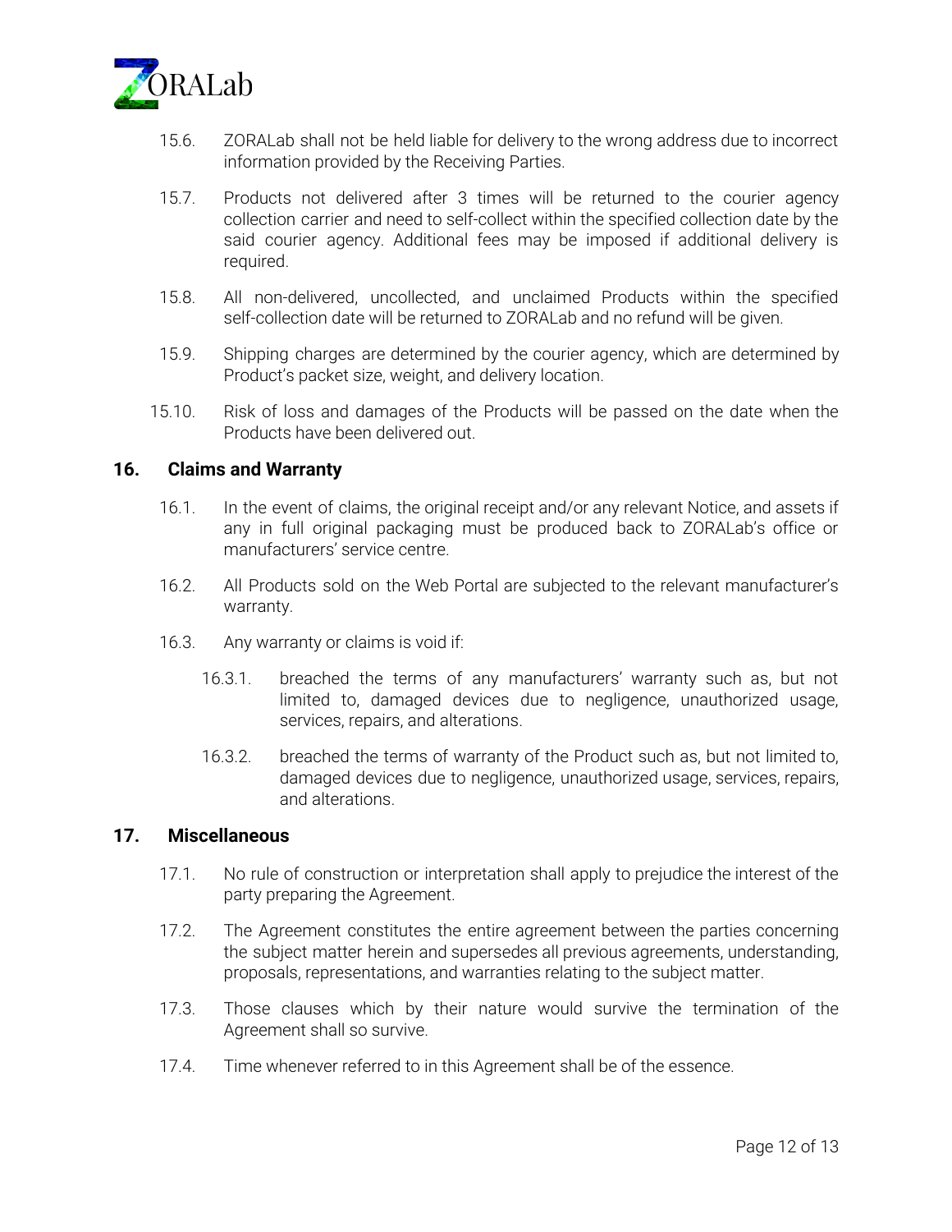15.6. ZORALab shall not be held liable for delivery to the wrong address due to incorrect information provided by the Receiving Parties.

15.7. Products not delivered after 3 times will be returned to the courier agency collection carrier and need to self-collect within the specified collection date by the said courier agency. Additional fees may be imposed if additional delivery is required.

15.8. All non-delivered, uncollected, and unclaimed Products within the specified self-collection date will be returned to ZORALab and no refund will be given.

15.9. Shipping charges are determined by the courier agency, which are determined by Product's packet size, weight, and delivery location.

15.10. Risk of loss and damages of the Products will be passed on the date when the Products have been delivered out.

## 16. Claims and Warranty

16.1. In the event of claims, the original receipt and/or any relevant Notice, and assets if any in full original packaging must be produced back to ZORALab's office or manufacturers' service centre.

16.2. All Products sold on the Web Portal are subjected to the relevant manufacturer's warranty.

16.3. Any warranty or claims is void if:

16.3.1. breached the terms of any manufacturers' warranty such as, but not limited to, damaged devices due to negligence, unauthorized usage, services, repairs, and alterations.

16.3.2. breached the terms of warranty of the Product such as, but not limited to, damaged devices due to negligence, unauthorized usage, services, repairs, and alterations.

## 17. Miscellaneous

17.1. No rule of construction or interpretation shall apply to prejudice the interest of the party preparing the Agreement.

17.2. The Agreement constitutes the entire agreement between the parties concerning the subject matter herein and supersedes all previous agreements, understanding, proposals, representations, and warranties relating to the subject matter.

17.3. Those clauses which by their nature would survive the termination of the Agreement shall so survive.

17.4. Time whenever referred to in this Agreement shall be of the essence.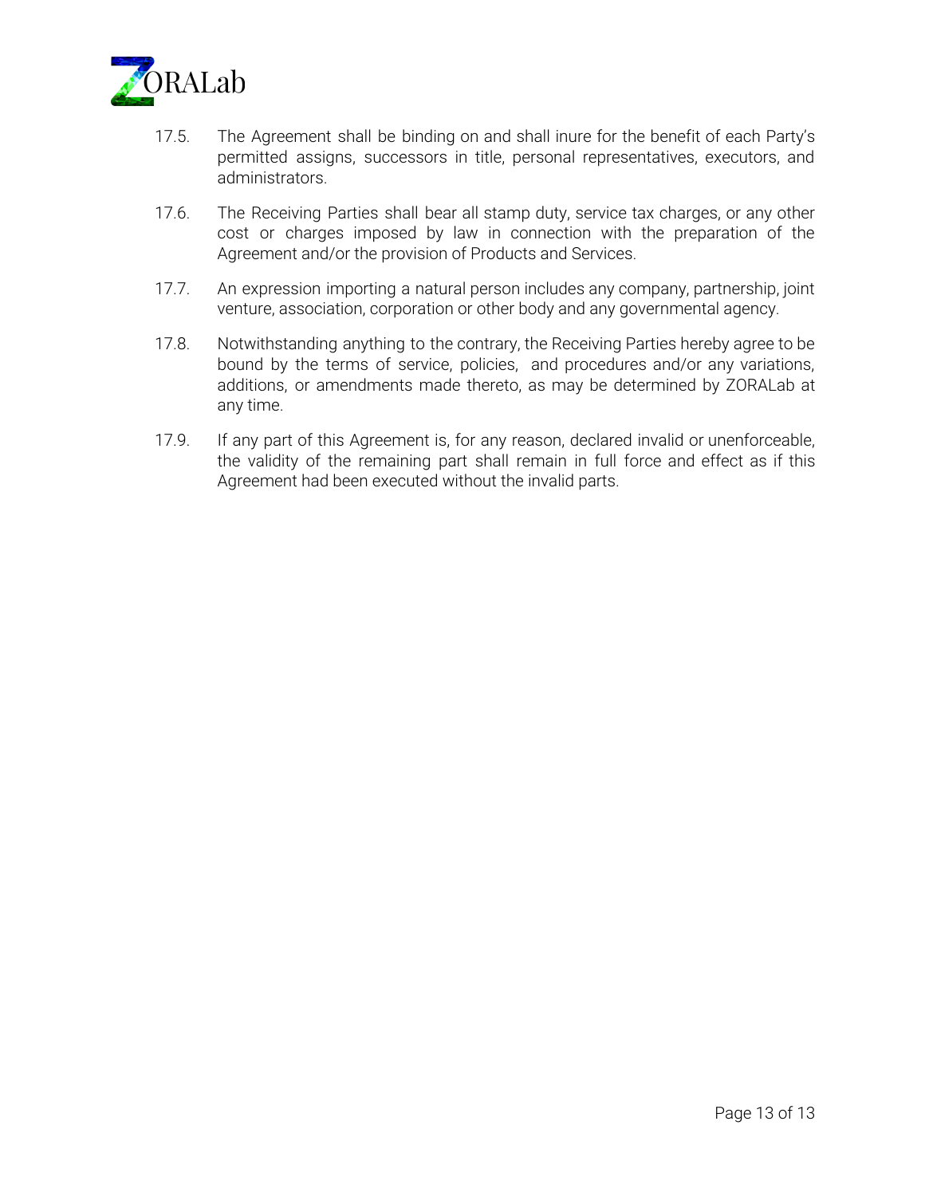17.5. The Agreement shall be binding on and shall inure for the benefit of each Party's permitted assigns, successors in title, personal representatives, executors, and administrators.

17.6. The Receiving Parties shall bear all stamp duty, service tax charges, or any other cost or charges imposed by law in connection with the preparation of the Agreement and/or the provision of Products and Services.

17.7. An expression importing a natural person includes any company, partnership, joint venture, association, corporation or other body and any governmental agency.

17.8. Notwithstanding anything to the contrary, the Receiving Parties hereby agree to be bound by the terms of service, policies, and procedures and/or any variations, additions, or amendments made thereto, as may be determined by ZORALab at any time.

17.9. If any part of this Agreement is, for any reason, declared invalid or unenforceable, the validity of the remaining part shall remain in full force and effect as if this Agreement had been executed without the invalid parts.